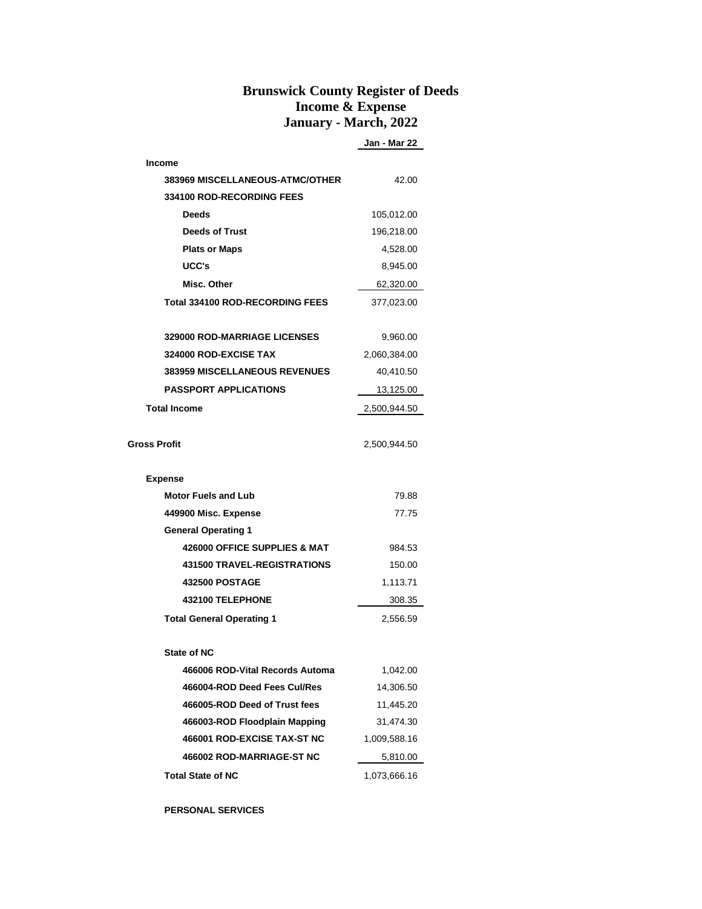# Brunswick County Register of Deeds
## Income & Expense
## January - March, 2022

| | Jan - Mar 22 |
|---|---|
| **Income** | |
| **383969 MISCELLANEOUS-ATMC/OTHER** | 42.00 |
| **334100 ROD-RECORDING FEES** | |
| **Deeds** | 105,012.00 |
| **Deeds of Trust** | 196,218.00 |
| **Plats or Maps** | 4,528.00 |
| **UCC's** | 8,945.00 |
| **Misc. Other** | 62,320.00 |
| **Total 334100 ROD-RECORDING FEES** | 377,023.00 |
| **329000 ROD-MARRIAGE LICENSES** | 9,960.00 |
| **324000 ROD-EXCISE TAX** | 2,060,384.00 |
| **383959 MISCELLANEOUS REVENUES** | 40,410.50 |
| **PASSPORT APPLICATIONS** | 13,125.00 |
| **Total Income** | 2,500,944.50 |
| **Gross Profit** | 2,500,944.50 |
| **Expense** | |
| **Motor Fuels and Lub** | 79.88 |
| **449900 Misc. Expense** | 77.75 |
| **General Operating 1** | |
| **426000 OFFICE SUPPLIES & MAT** | 984.53 |
| **431500 TRAVEL-REGISTRATIONS** | 150.00 |
| **432500 POSTAGE** | 1,113.71 |
| **432100 TELEPHONE** | 308.35 |
| **Total General Operating 1** | 2,556.59 |
| **State of NC** | |
| **466006 ROD-Vital Records Automa** | 1,042.00 |
| **466004-ROD Deed Fees Cul/Res** | 14,306.50 |
| **466005-ROD Deed of Trust fees** | 11,445.20 |
| **466003-ROD Floodplain Mapping** | 31,474.30 |
| **466001 ROD-EXCISE TAX-ST NC** | 1,009,588.16 |
| **466002 ROD-MARRIAGE-ST NC** | 5,810.00 |
| **Total State of NC** | 1,073,666.16 |
| **PERSONAL SERVICES** | |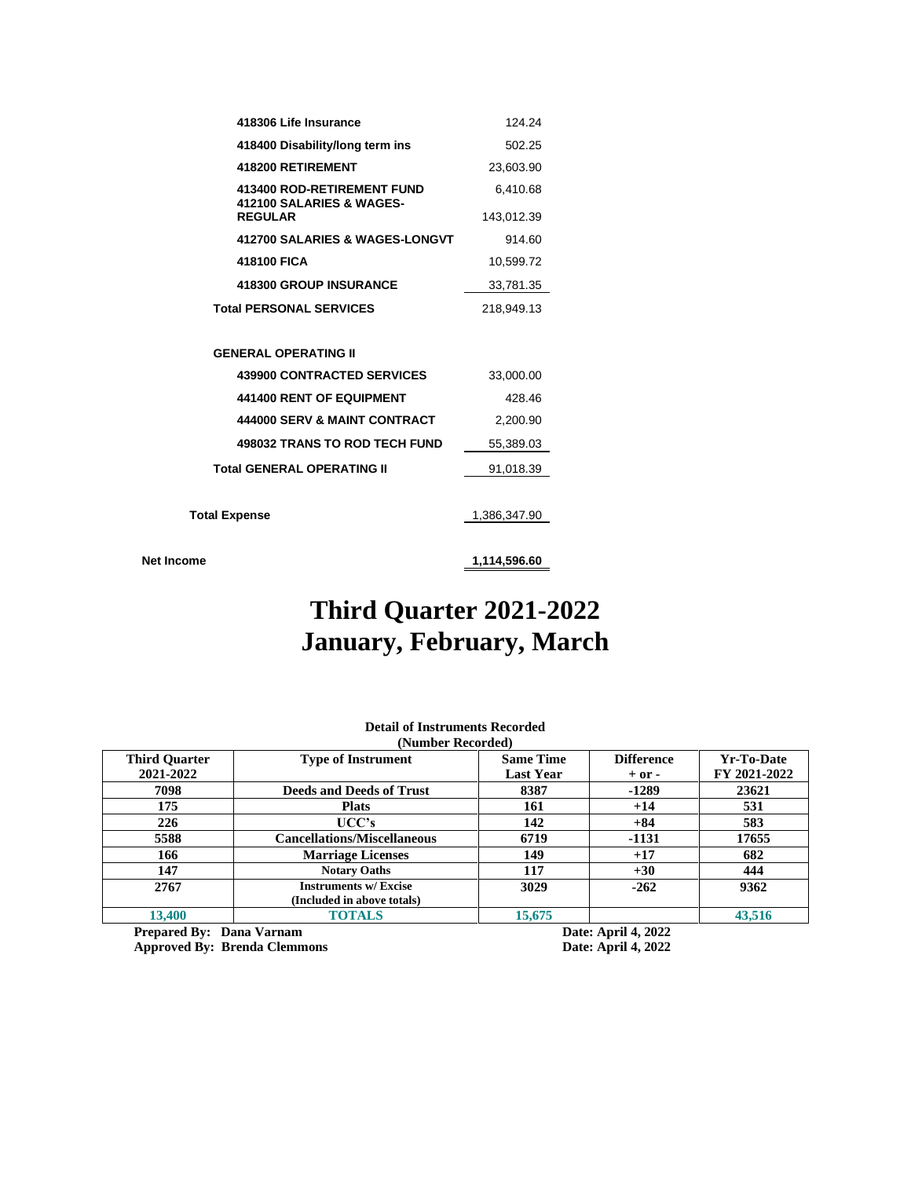| | |
|---|---|
| 418306 Life Insurance | 124.24 |
| 418400 Disability/long term ins | 502.25 |
| 418200 RETIREMENT | 23,603.90 |
| 413400 ROD-RETIREMENT FUND | 6,410.68 |
| 412100 SALARIES & WAGES-REGULAR | 143,012.39 |
| 412700 SALARIES & WAGES-LONGVT | 914.60 |
| 418100 FICA | 10,599.72 |
| 418300 GROUP INSURANCE | 33,781.35 |
| **Total PERSONAL SERVICES** | 218,949.13 |
| | |
| **GENERAL OPERATING II** | |
| 439900 CONTRACTED SERVICES | 33,000.00 |
| 441400 RENT OF EQUIPMENT | 428.46 |
| 444000 SERV & MAINT CONTRACT | 2,200.90 |
| 498032 TRANS TO ROD TECH FUND | 55,389.03 |
| **Total GENERAL OPERATING II** | 91,018.39 |
| | |
| **Total Expense** | 1,386,347.90 |
| | |
| **Net Income** | **1,114,596.60** |

# Third Quarter 2021-2022
# January, February, March

**Detail of Instruments Recorded**
**(Number Recorded)**

| Third Quarter 2021-2022 | Type of Instrument | Same Time Last Year | Difference + or - | Yr-To-Date FY 2021-2022 |
|---|---|---|---|---|
| 7098 | Deeds and Deeds of Trust | 8387 | -1289 | 23621 |
| 175 | Plats | 161 | +14 | 531 |
| 226 | UCC's | 142 | +84 | 583 |
| 5588 | Cancellations/Miscellaneous | 6719 | -1131 | 17655 |
| 166 | Marriage Licenses | 149 | +17 | 682 |
| 147 | Notary Oaths | 117 | +30 | 444 |
| 2767 | Instruments w/ Excise (Included in above totals) | 3029 | -262 | 9362 |
| 13,400 | TOTALS | 15,675 | | 43,516 |

**Prepared By: Dana Varnam** — **Date: April 4, 2022**
**Approved By: Brenda Clemmons** — **Date: April 4, 2022**